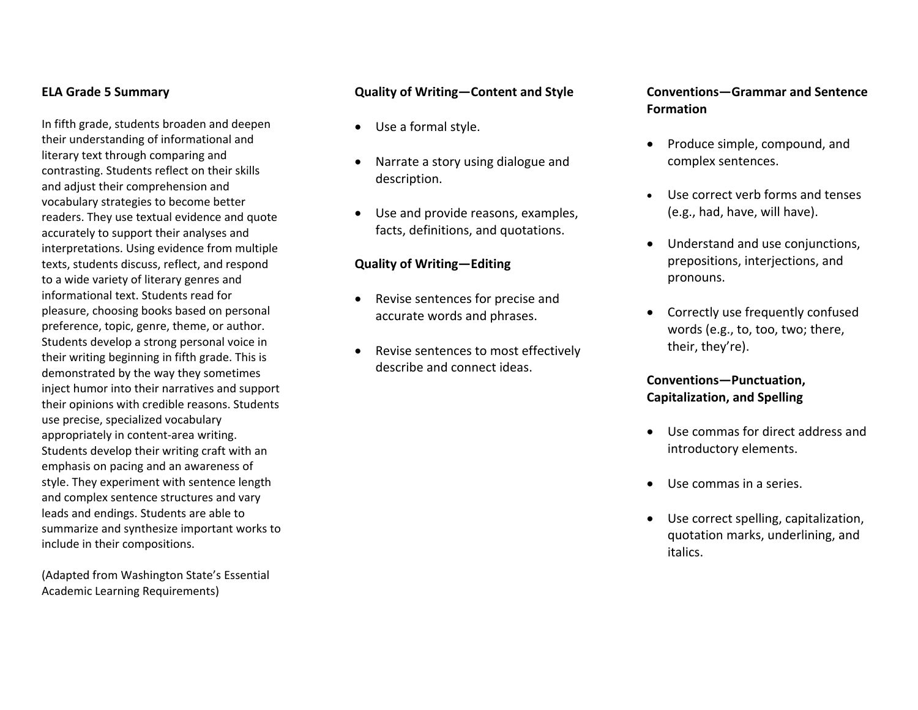## ELA Grade 5 Summary

In fifth grade, students broaden and deepen their understanding of informational and literary text through comparing and contrasting. Students reflect on their skills and adjust their comprehension and vocabulary strategies to become better readers. They use textual evidence and quote accurately to support their analyses and interpretations. Using evidence from multiple texts, students discuss, reflect, and respond to a wide variety of literary genres and informational text. Students read for pleasure, choosing books based on personal preference, topic, genre, theme, or author. Students develop a strong personal voice in their writing beginning in fifth grade. This is demonstrated by the way they sometimes inject humor into their narratives and support their opinions with credible reasons. Students use precise, specialized vocabulary appropriately in content-area writing. Students develop their writing craft with an emphasis on pacing and an awareness of style. They experiment with sentence length and complex sentence structures and vary leads and endings. Students are able to summarize and synthesize important works to include in their compositions.

(Adapted from Washington State's Essential Academic Learning Requirements)

### Quality of Writing—Content and Style

- Use a formal style.
- Narrate a story using dialogue and description.
- Use and provide reasons, examples, facts, definitions, and quotations.

### Quality of Writing—Editing

- Revise sentences for precise and accurate words and phrases.
- Revise sentences to most effectively describe and connect ideas.

### Conventions—Grammar and Sentence Formation

- Produce simple, compound, and complex sentences.
- Use correct verb forms and tenses (e.g., had, have, will have).
- Understand and use conjunctions, prepositions, interjections, and pronouns.
- Correctly use frequently confused words (e.g., to, too, two; there, their, they're).

### Conventions—Punctuation, Capitalization, and Spelling

- Use commas for direct address and introductory elements.
- Use commas in a series.
- Use correct spelling, capitalization, quotation marks, underlining, and italics.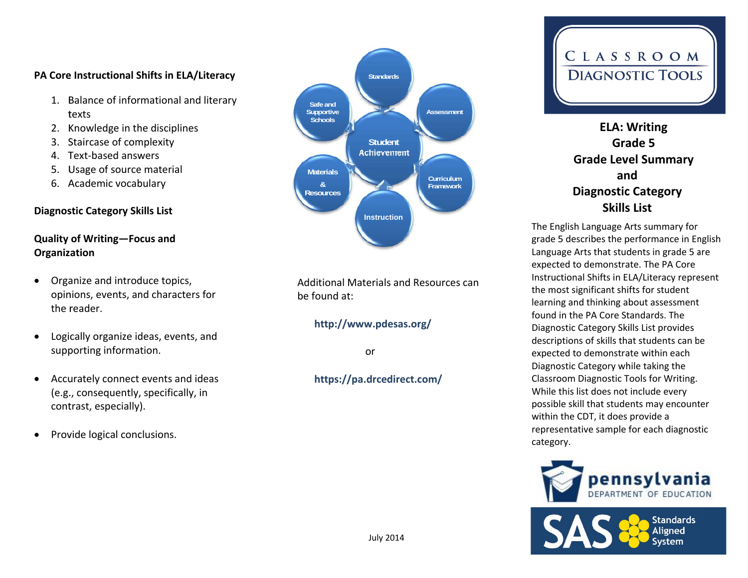**PA Core Instructional Shifts in ELA/Literacy**

1. Balance of informational and literary texts
2. Knowledge in the disciplines
3. Staircase of complexity
4. Text-based answers
5. Usage of source material
6. Academic vocabulary

**Diagnostic Category Skills List**

**Quality of Writing—Focus and Organization**

- Organize and introduce topics, opinions, events, and characters for the reader.
- Logically organize ideas, events, and supporting information.
- Accurately connect events and ideas (e.g., consequently, specifically, in contrast, especially).
- Provide logical conclusions.

Standards
Assessment
Curriculum Framework
Instruction
Materials & Resources
Safe and Supportive Schools
Student Achievement

Additional Materials and Resources can be found at:

**http://www.pdesas.org/**

or

**https://pa.drcedirect.com/**

July 2014

# CLASSROOM DIAGNOSTIC TOOLS

## ELA: Writing Grade 5 Grade Level Summary and Diagnostic Category Skills List

The English Language Arts summary for grade 5 describes the performance in English Language Arts that students in grade 5 are expected to demonstrate. The PA Core Instructional Shifts in ELA/Literacy represent the most significant shifts for student learning and thinking about assessment found in the PA Core Standards. The Diagnostic Category Skills List provides descriptions of skills that students can be expected to demonstrate within each Diagnostic Category while taking the Classroom Diagnostic Tools for Writing. While this list does not include every possible skill that students may encounter within the CDT, it does provide a representative sample for each diagnostic category.

pennsylvania DEPARTMENT OF EDUCATION

SAS Standards Aligned System